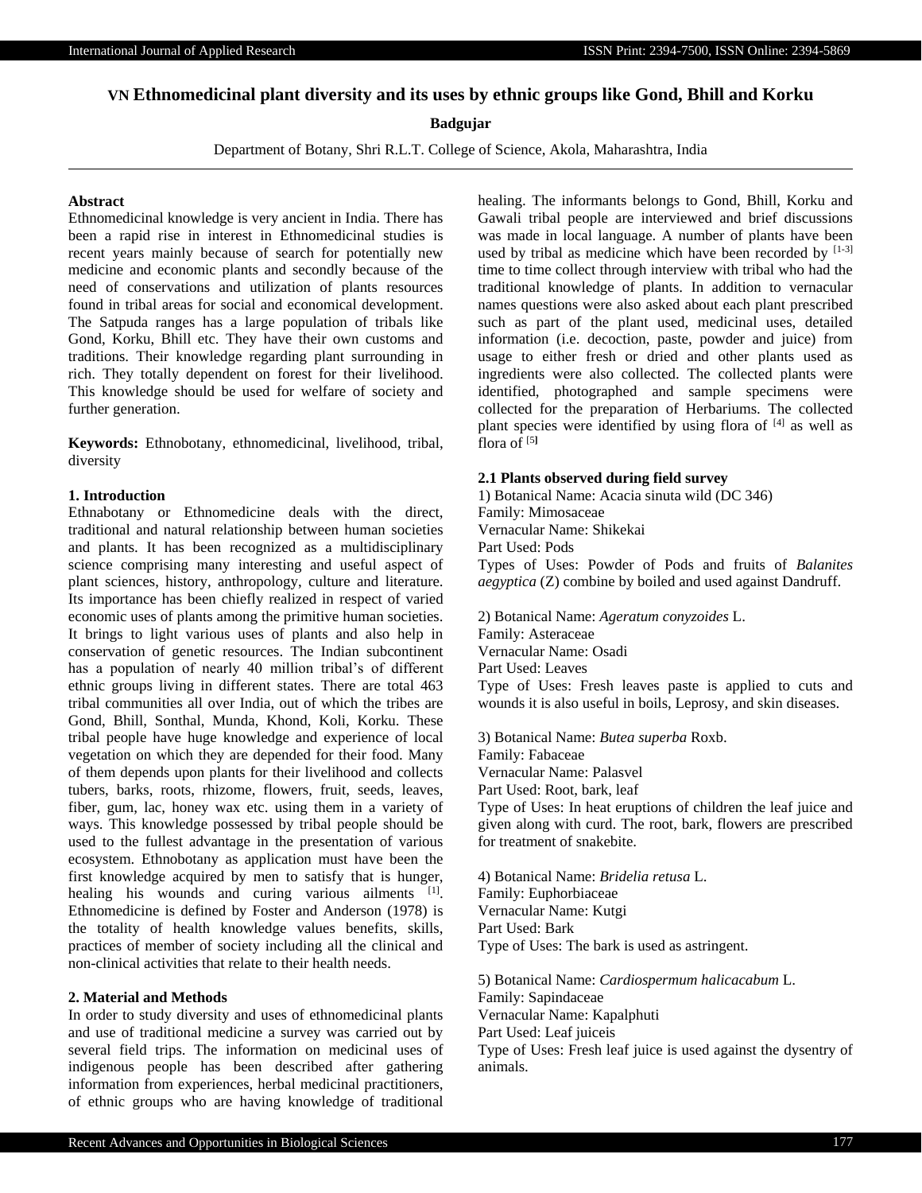# VN Ethnomedicinal plant diversity and its uses by ethnic groups like Gond, Bhill and Korku

**Badgujar**

Department of Botany, Shri R.L.T. College of Science, Akola, Maharashtra, India

**Abstract**

Ethnomedicinal knowledge is very ancient in India. There has been a rapid rise in interest in Ethnomedicinal studies is recent years mainly because of search for potentially new medicine and economic plants and secondly because of the need of conservations and utilization of plants resources found in tribal areas for social and economical development. The Satpuda ranges has a large population of tribals like Gond, Korku, Bhill etc. They have their own customs and traditions. Their knowledge regarding plant surrounding in rich. They totally dependent on forest for their livelihood. This knowledge should be used for welfare of society and further generation.

**Keywords:** Ethnobotany, ethnomedicinal, livelihood, tribal, diversity

## 1. Introduction

Ethnabotany or Ethnomedicine deals with the direct, traditional and natural relationship between human societies and plants. It has been recognized as a multidisciplinary science comprising many interesting and useful aspect of plant sciences, history, anthropology, culture and literature. Its importance has been chiefly realized in respect of varied economic uses of plants among the primitive human societies. It brings to light various uses of plants and also help in conservation of genetic resources. The Indian subcontinent has a population of nearly 40 million tribal's of different ethnic groups living in different states. There are total 463 tribal communities all over India, out of which the tribes are Gond, Bhill, Sonthal, Munda, Khond, Koli, Korku. These tribal people have huge knowledge and experience of local vegetation on which they are depended for their food. Many of them depends upon plants for their livelihood and collects tubers, barks, roots, rhizome, flowers, fruit, seeds, leaves, fiber, gum, lac, honey wax etc. using them in a variety of ways. This knowledge possessed by tribal people should be used to the fullest advantage in the presentation of various ecosystem. Ethnobotany as application must have been the first knowledge acquired by men to satisfy that is hunger, healing his wounds and curing various ailments [1]. Ethnomedicine is defined by Foster and Anderson (1978) is the totality of health knowledge values benefits, skills, practices of member of society including all the clinical and non-clinical activities that relate to their health needs.

## 2. Material and Methods

In order to study diversity and uses of ethnomedicinal plants and use of traditional medicine a survey was carried out by several field trips. The information on medicinal uses of indigenous people has been described after gathering information from experiences, herbal medicinal practitioners, of ethnic groups who are having knowledge of traditional healing. The informants belongs to Gond, Bhill, Korku and Gawali tribal people are interviewed and brief discussions was made in local language. A number of plants have been used by tribal as medicine which have been recorded by [1-3] time to time collect through interview with tribal who had the traditional knowledge of plants. In addition to vernacular names questions were also asked about each plant prescribed such as part of the plant used, medicinal uses, detailed information (i.e. decoction, paste, powder and juice) from usage to either fresh or dried and other plants used as ingredients were also collected. The collected plants were identified, photographed and sample specimens were collected for the preparation of Herbariums. The collected plant species were identified by using flora of [4] as well as flora of [5]

### 2.1 Plants observed during field survey

1) Botanical Name: Acacia sinuta wild (DC 346)
Family: Mimosaceae
Vernacular Name: Shikekai
Part Used: Pods
Types of Uses: Powder of Pods and fruits of *Balanites aegyptica* (Z) combine by boiled and used against Dandruff.

2) Botanical Name: *Ageratum conyzoides* L.
Family: Asteraceae
Vernacular Name: Osadi
Part Used: Leaves
Type of Uses: Fresh leaves paste is applied to cuts and wounds it is also useful in boils, Leprosy, and skin diseases.

3) Botanical Name: *Butea superba* Roxb.
Family: Fabaceae
Vernacular Name: Palasvel
Part Used: Root, bark, leaf
Type of Uses: In heat eruptions of children the leaf juice and given along with curd. The root, bark, flowers are prescribed for treatment of snakebite.

4) Botanical Name: *Bridelia retusa* L.
Family: Euphorbiaceae
Vernacular Name: Kutgi
Part Used: Bark
Type of Uses: The bark is used as astringent.

5) Botanical Name: *Cardiospermum halicacabum* L.
Family: Sapindaceae
Vernacular Name: Kapalphuti
Part Used: Leaf juiceis
Type of Uses: Fresh leaf juice is used against the dysentry of animals.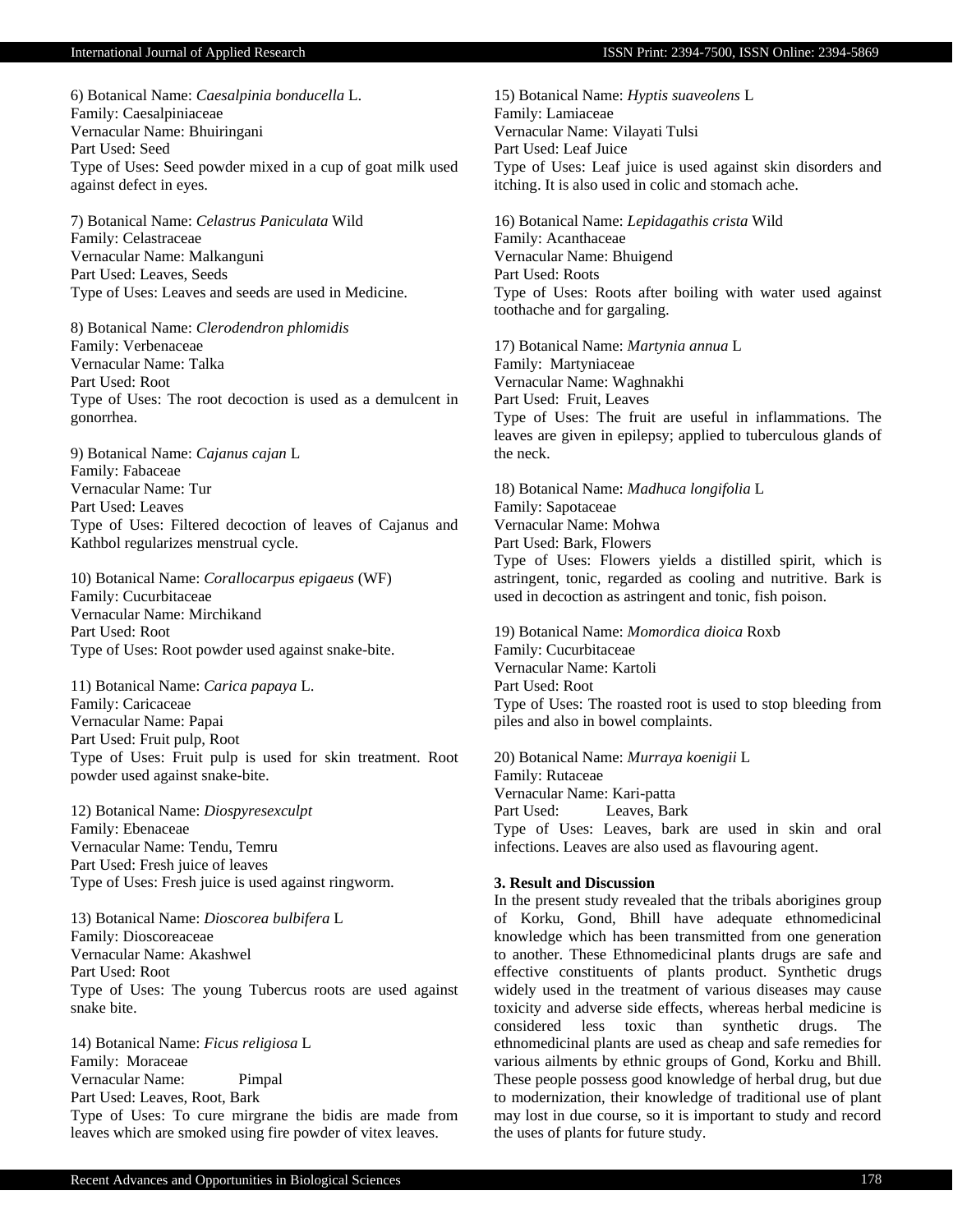6) Botanical Name: *Caesalpinia bonducella* L.
Family: Caesalpiniaceae
Vernacular Name: Bhuiringani
Part Used: Seed
Type of Uses: Seed powder mixed in a cup of goat milk used against defect in eyes.

7) Botanical Name: *Celastrus Paniculata* Wild
Family: Celastraceae
Vernacular Name: Malkanguni
Part Used: Leaves, Seeds
Type of Uses: Leaves and seeds are used in Medicine.

8) Botanical Name: *Clerodendron phlomidis*
Family: Verbenaceae
Vernacular Name: Talka
Part Used: Root
Type of Uses: The root decoction is used as a demulcent in gonorrhea.

9) Botanical Name: *Cajanus cajan* L
Family: Fabaceae
Vernacular Name: Tur
Part Used: Leaves
Type of Uses: Filtered decoction of leaves of Cajanus and Kathbol regularizes menstrual cycle.

10) Botanical Name: *Corallocarpus epigaeus* (WF)
Family: Cucurbitaceae
Vernacular Name: Mirchikand
Part Used: Root
Type of Uses: Root powder used against snake-bite.

11) Botanical Name: *Carica papaya* L.
Family: Caricaceae
Vernacular Name: Papai
Part Used: Fruit pulp, Root
Type of Uses: Fruit pulp is used for skin treatment. Root powder used against snake-bite.

12) Botanical Name: *Diospyresexculpt*
Family: Ebenaceae
Vernacular Name: Tendu, Temru
Part Used: Fresh juice of leaves
Type of Uses: Fresh juice is used against ringworm.

13) Botanical Name: *Dioscorea bulbifera* L
Family: Dioscoreaceae
Vernacular Name: Akashwel
Part Used: Root
Type of Uses: The young Tubercus roots are used against snake bite.

14) Botanical Name: *Ficus religiosa* L
Family: Moraceae
Vernacular Name: Pimpal
Part Used: Leaves, Root, Bark
Type of Uses: To cure mirgrane the bidis are made from leaves which are smoked using fire powder of vitex leaves.

15) Botanical Name: *Hyptis suaveolens* L
Family: Lamiaceae
Vernacular Name: Vilayati Tulsi
Part Used: Leaf Juice
Type of Uses: Leaf juice is used against skin disorders and itching. It is also used in colic and stomach ache.

16) Botanical Name: *Lepidagathis crista* Wild
Family: Acanthaceae
Vernacular Name: Bhuigend
Part Used: Roots
Type of Uses: Roots after boiling with water used against toothache and for gargaling.

17) Botanical Name: *Martynia annua* L
Family: Martyniaceae
Vernacular Name: Waghnakhi
Part Used: Fruit, Leaves
Type of Uses: The fruit are useful in inflammations. The leaves are given in epilepsy; applied to tuberculous glands of the neck.

18) Botanical Name: *Madhuca longifolia* L
Family: Sapotaceae
Vernacular Name: Mohwa
Part Used: Bark, Flowers
Type of Uses: Flowers yields a distilled spirit, which is astringent, tonic, regarded as cooling and nutritive. Bark is used in decoction as astringent and tonic, fish poison.

19) Botanical Name: *Momordica dioica* Roxb
Family: Cucurbitaceae
Vernacular Name: Kartoli
Part Used: Root
Type of Uses: The roasted root is used to stop bleeding from piles and also in bowel complaints.

20) Botanical Name: *Murraya koenigii* L
Family: Rutaceae
Vernacular Name: Kari-patta
Part Used: Leaves, Bark
Type of Uses: Leaves, bark are used in skin and oral infections. Leaves are also used as flavouring agent.

### 3. Result and Discussion

In the present study revealed that the tribals aborigines group of Korku, Gond, Bhill have adequate ethnomedicinal knowledge which has been transmitted from one generation to another. These Ethnomedicinal plants drugs are safe and effective constituents of plants product. Synthetic drugs widely used in the treatment of various diseases may cause toxicity and adverse side effects, whereas herbal medicine is considered less toxic than synthetic drugs. The ethnomedicinal plants are used as cheap and safe remedies for various ailments by ethnic groups of Gond, Korku and Bhill. These people possess good knowledge of herbal drug, but due to modernization, their knowledge of traditional use of plant may lost in due course, so it is important to study and record the uses of plants for future study.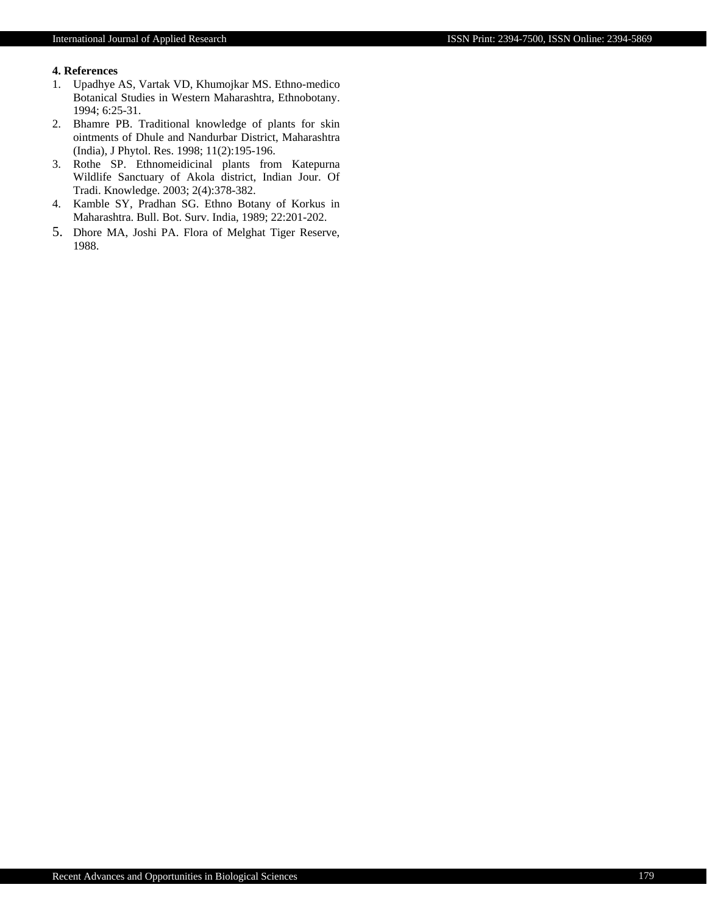## 4. References

1. Upadhye AS, Vartak VD, Khumojkar MS. Ethno-medico Botanical Studies in Western Maharashtra, Ethnobotany. 1994; 6:25-31.
2. Bhamre PB. Traditional knowledge of plants for skin ointments of Dhule and Nandurbar District, Maharashtra (India), J Phytol. Res. 1998; 11(2):195-196.
3. Rothe SP. Ethnomeidicinal plants from Katepurna Wildlife Sanctuary of Akola district, Indian Jour. Of Tradi. Knowledge. 2003; 2(4):378-382.
4. Kamble SY, Pradhan SG. Ethno Botany of Korkus in Maharashtra. Bull. Bot. Surv. India, 1989; 22:201-202.
5. Dhore MA, Joshi PA. Flora of Melghat Tiger Reserve, 1988.